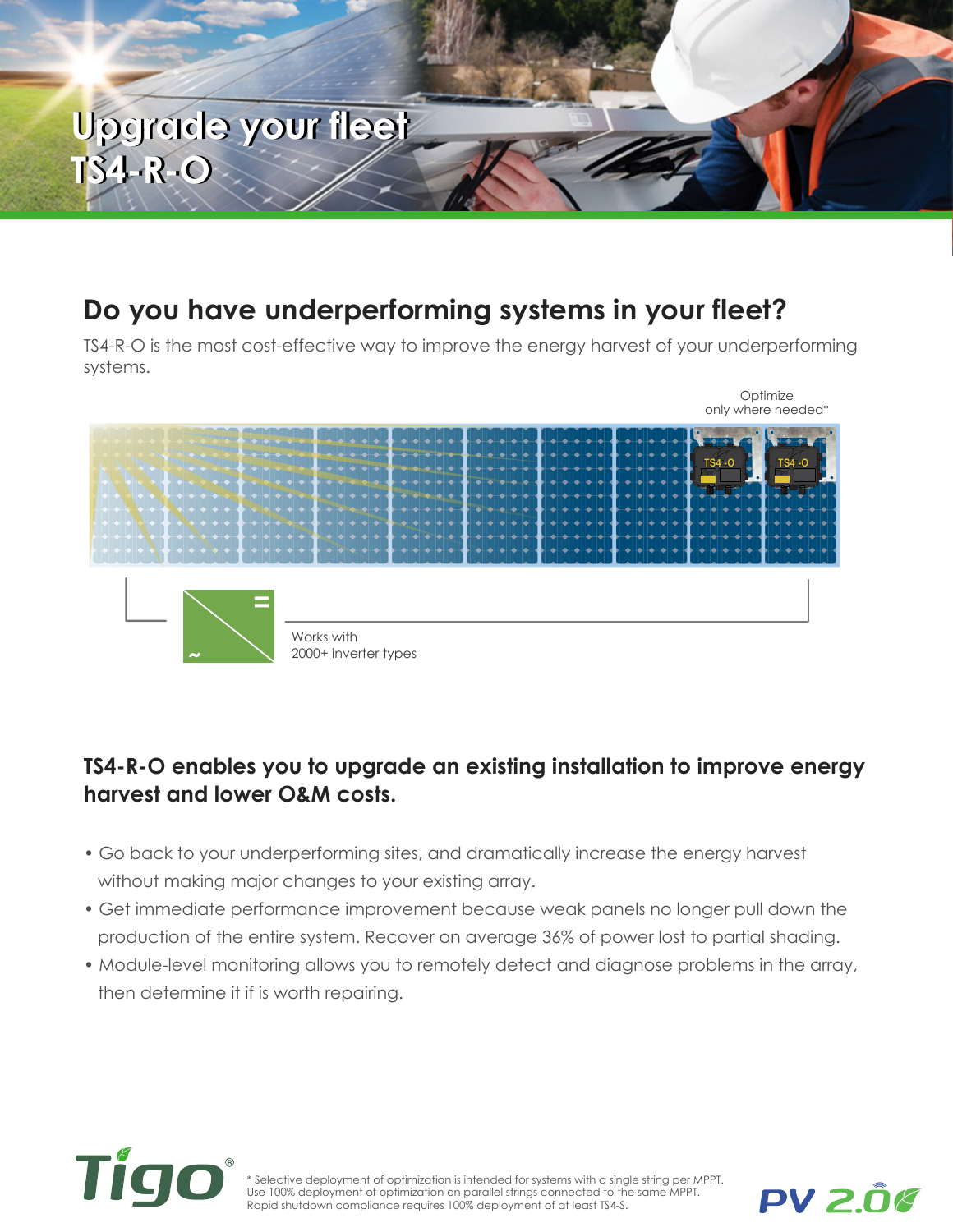# Upgrade your fleet TS4-R-O

## Do you have underperforming systems in your fleet?

TS4-R-O is the most cost-effective way to improve the energy harvest of your underperforming systems.

Optimize only where needed*

Works with 2000+ inverter types

### TS4-R-O enables you to upgrade an existing installation to improve energy harvest and lower O&M costs.

- Go back to your underperforming sites, and dramatically increase the energy harvest without making major changes to your existing array.
- Get immediate performance improvement because weak panels no longer pull down the production of the entire system. Recover on average 36% of power lost to partial shading.
- Module-level monitoring allows you to remotely detect and diagnose problems in the array, then determine it if is worth repairing.

* Selective deployment of optimization is intended for systems with a single string per MPPT. Use 100% deployment of optimization on parallel strings connected to the same MPPT. Rapid shutdown compliance requires 100% deployment of at least TS4-S.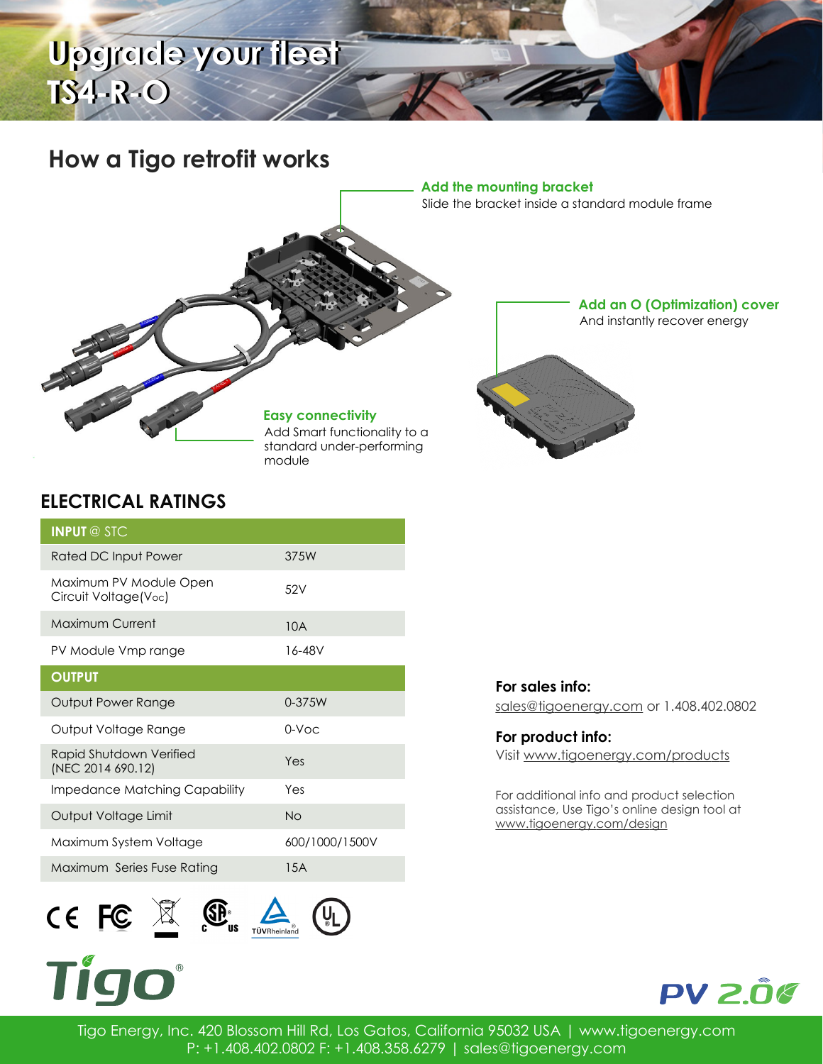# Upgrade your fleet
# TS4-R-O

## How a Tigo retrofit works

**Add the mounting bracket**
Slide the bracket inside a standard module frame

**Add an O (Optimization) cover**
And instantly recover energy

**Easy connectivity**
Add Smart functionality to a standard under-performing module

## ELECTRICAL RATINGS

| **INPUT** @ STC | |
|---|---|
| Rated DC Input Power | 375W |
| Maximum PV Module Open Circuit Voltage($V_{oc}$) | 52V |
| Maximum Current | 10A |
| PV Module Vmp range | 16-48V |
| **OUTPUT** | |
| Output Power Range | 0-375W |
| Output Voltage Range | 0-Voc |
| Rapid Shutdown Verified (NEC 2014 690.12) | Yes |
| Impedance Matching Capability | Yes |
| Output Voltage Limit | No |
| Maximum System Voltage | 600/1000/1500V |
| Maximum Series Fuse Rating | 15A |

**For sales info:**
sales@tigoenergy.com or 1.408.402.0802

**For product info:**
Visit www.tigoenergy.com/products

For additional info and product selection assistance, Use Tigo's online design tool at www.tigoenergy.com/design

Tigo®

PV 2.0

Tigo Energy, Inc. 420 Blossom Hill Rd, Los Gatos, California 95032 USA | www.tigoenergy.com
P: +1.408.402.0802 F: +1.408.358.6279 | sales@tigoenergy.com